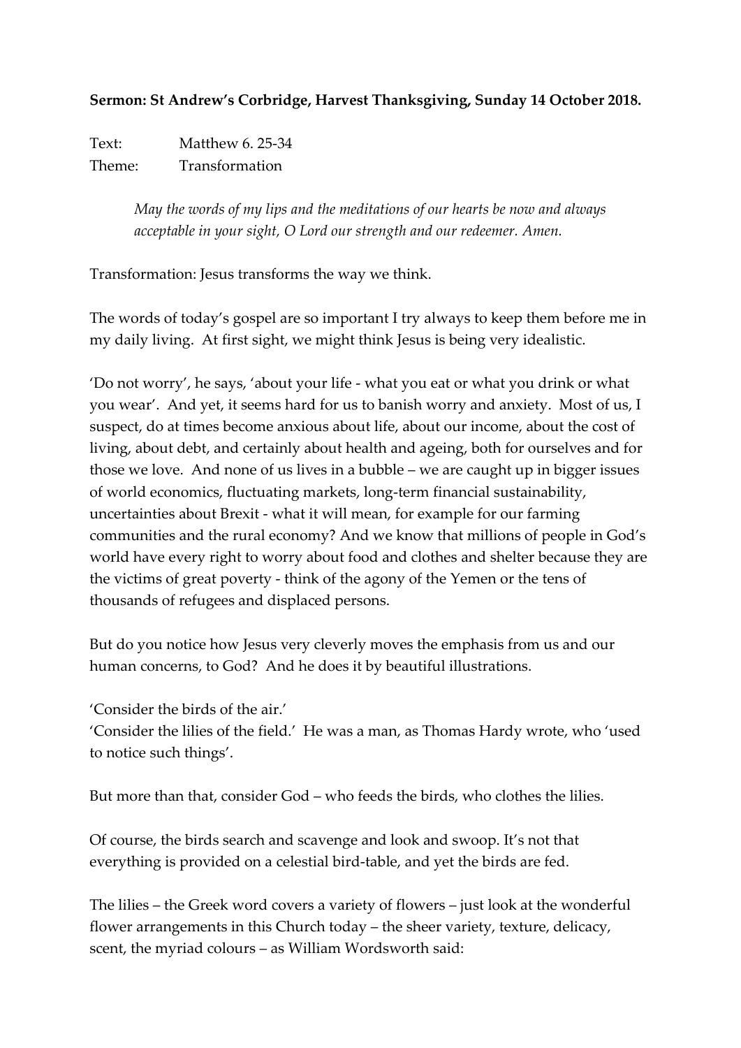**Sermon: St Andrew's Corbridge, Harvest Thanksgiving, Sunday 14 October 2018.**

Text: Matthew 6. 25-34
Theme: Transformation

> *May the words of my lips and the meditations of our hearts be now and always acceptable in your sight, O Lord our strength and our redeemer. Amen.*

Transformation: Jesus transforms the way we think.

The words of today's gospel are so important I try always to keep them before me in my daily living. At first sight, we might think Jesus is being very idealistic.

'Do not worry', he says, 'about your life - what you eat or what you drink or what you wear'. And yet, it seems hard for us to banish worry and anxiety. Most of us, I suspect, do at times become anxious about life, about our income, about the cost of living, about debt, and certainly about health and ageing, both for ourselves and for those we love. And none of us lives in a bubble – we are caught up in bigger issues of world economics, fluctuating markets, long-term financial sustainability, uncertainties about Brexit - what it will mean, for example for our farming communities and the rural economy? And we know that millions of people in God's world have every right to worry about food and clothes and shelter because they are the victims of great poverty - think of the agony of the Yemen or the tens of thousands of refugees and displaced persons.

But do you notice how Jesus very cleverly moves the emphasis from us and our human concerns, to God? And he does it by beautiful illustrations.

'Consider the birds of the air.'
'Consider the lilies of the field.' He was a man, as Thomas Hardy wrote, who 'used to notice such things'.

But more than that, consider God – who feeds the birds, who clothes the lilies.

Of course, the birds search and scavenge and look and swoop. It's not that everything is provided on a celestial bird-table, and yet the birds are fed.

The lilies – the Greek word covers a variety of flowers – just look at the wonderful flower arrangements in this Church today – the sheer variety, texture, delicacy, scent, the myriad colours – as William Wordsworth said: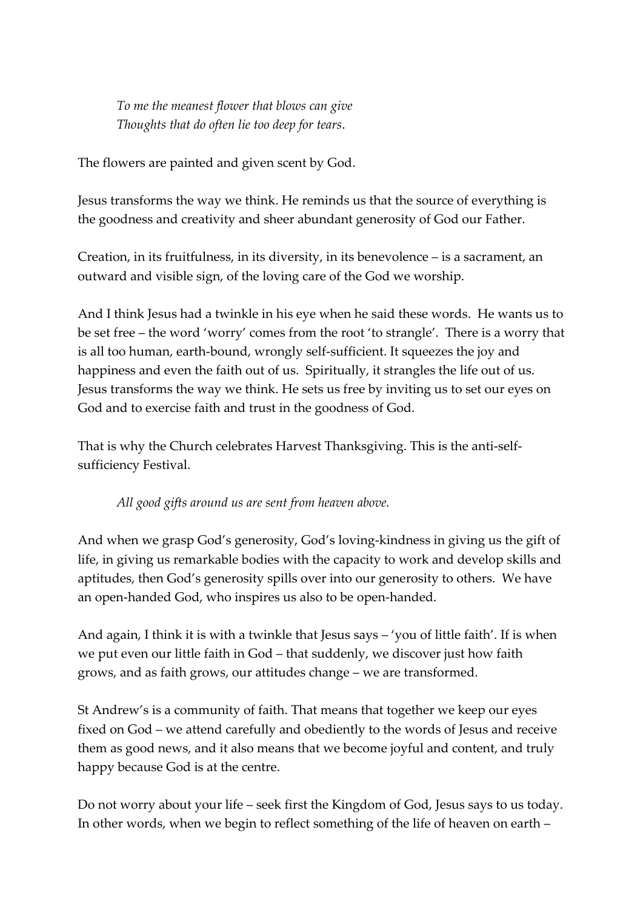> *To me the meanest flower that blows can give*
> *Thoughts that do often lie too deep for tears*.

The flowers are painted and given scent by God.

Jesus transforms the way we think. He reminds us that the source of everything is the goodness and creativity and sheer abundant generosity of God our Father.

Creation, in its fruitfulness, in its diversity, in its benevolence – is a sacrament, an outward and visible sign, of the loving care of the God we worship.

And I think Jesus had a twinkle in his eye when he said these words. He wants us to be set free – the word 'worry' comes from the root 'to strangle'. There is a worry that is all too human, earth-bound, wrongly self-sufficient. It squeezes the joy and happiness and even the faith out of us. Spiritually, it strangles the life out of us. Jesus transforms the way we think. He sets us free by inviting us to set our eyes on God and to exercise faith and trust in the goodness of God.

That is why the Church celebrates Harvest Thanksgiving. This is the anti-self-sufficiency Festival.

> *All good gifts around us are sent from heaven above.*

And when we grasp God's generosity, God's loving-kindness in giving us the gift of life, in giving us remarkable bodies with the capacity to work and develop skills and aptitudes, then God's generosity spills over into our generosity to others. We have an open-handed God, who inspires us also to be open-handed.

And again, I think it is with a twinkle that Jesus says – 'you of little faith'. If is when we put even our little faith in God – that suddenly, we discover just how faith grows, and as faith grows, our attitudes change – we are transformed.

St Andrew's is a community of faith. That means that together we keep our eyes fixed on God – we attend carefully and obediently to the words of Jesus and receive them as good news, and it also means that we become joyful and content, and truly happy because God is at the centre.

Do not worry about your life – seek first the Kingdom of God, Jesus says to us today. In other words, when we begin to reflect something of the life of heaven on earth –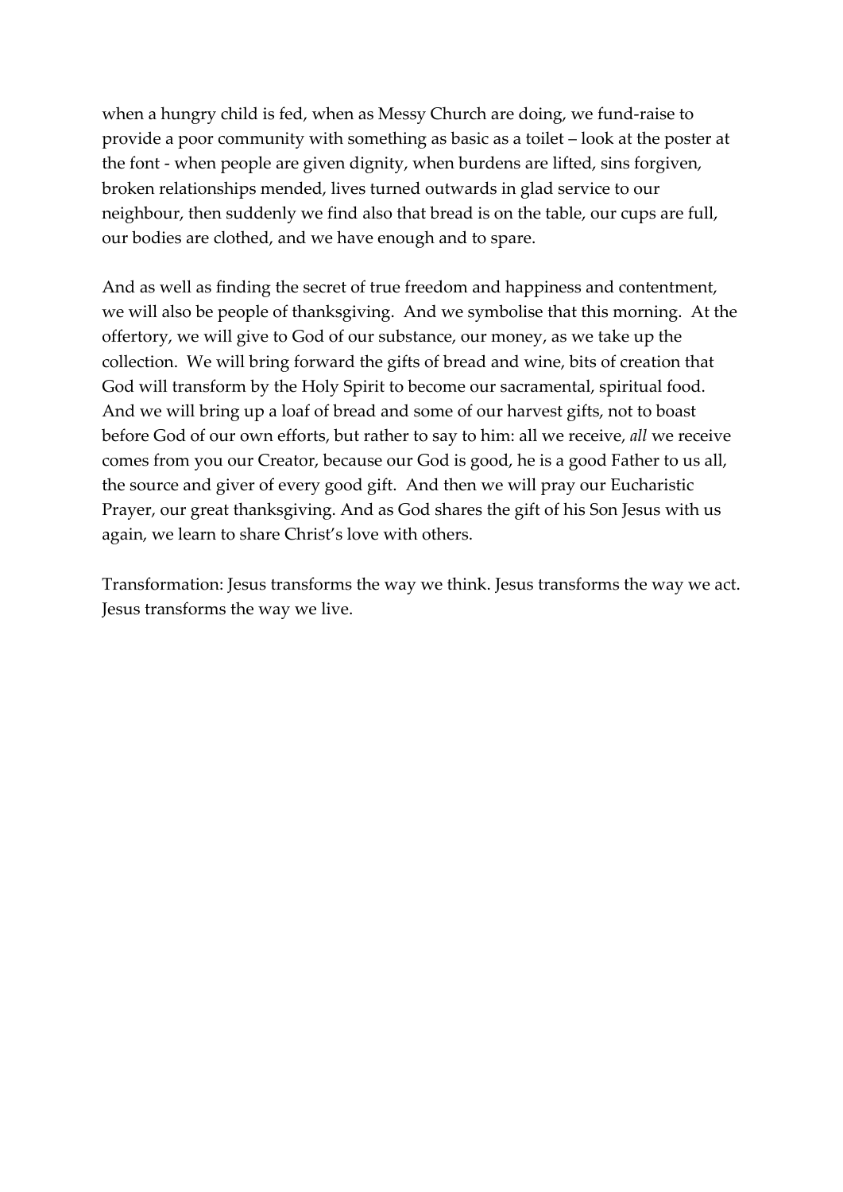when a hungry child is fed, when as Messy Church are doing, we fund-raise to provide a poor community with something as basic as a toilet – look at the poster at the font - when people are given dignity, when burdens are lifted, sins forgiven, broken relationships mended, lives turned outwards in glad service to our neighbour, then suddenly we find also that bread is on the table, our cups are full, our bodies are clothed, and we have enough and to spare.

And as well as finding the secret of true freedom and happiness and contentment, we will also be people of thanksgiving. And we symbolise that this morning. At the offertory, we will give to God of our substance, our money, as we take up the collection. We will bring forward the gifts of bread and wine, bits of creation that God will transform by the Holy Spirit to become our sacramental, spiritual food. And we will bring up a loaf of bread and some of our harvest gifts, not to boast before God of our own efforts, but rather to say to him: all we receive, *all* we receive comes from you our Creator, because our God is good, he is a good Father to us all, the source and giver of every good gift. And then we will pray our Eucharistic Prayer, our great thanksgiving. And as God shares the gift of his Son Jesus with us again, we learn to share Christ's love with others.

Transformation: Jesus transforms the way we think. Jesus transforms the way we act. Jesus transforms the way we live.